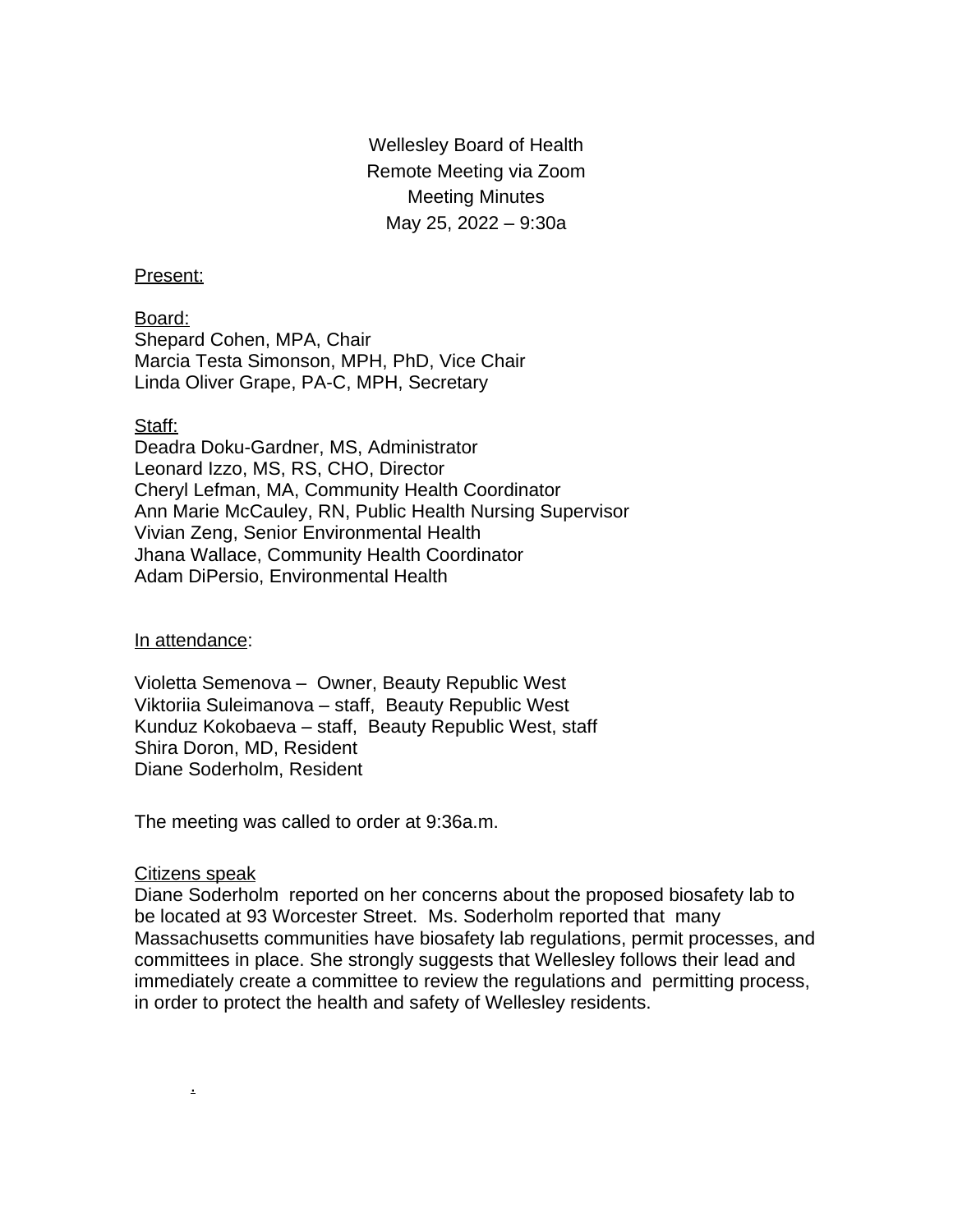Wellesley Board of Health
Remote Meeting via Zoom
Meeting Minutes
May 25, 2022 – 9:30a

Present:

Board:
Shepard Cohen, MPA, Chair
Marcia Testa Simonson, MPH, PhD, Vice Chair
Linda Oliver Grape, PA-C, MPH, Secretary

Staff:
Deadra Doku-Gardner, MS, Administrator
Leonard Izzo, MS, RS, CHO, Director
Cheryl Lefman, MA, Community Health Coordinator
Ann Marie McCauley, RN, Public Health Nursing Supervisor
Vivian Zeng, Senior Environmental Health
Jhana Wallace, Community Health Coordinator
Adam DiPersio, Environmental Health

In attendance:

Violetta Semenova – Owner, Beauty Republic West
Viktoriia Suleimanova – staff, Beauty Republic West
Kunduz Kokobaeva – staff, Beauty Republic West, staff
Shira Doron, MD, Resident
Diane Soderholm, Resident

The meeting was called to order at 9:36a.m.

Citizens speak
Diane Soderholm reported on her concerns about the proposed biosafety lab to be located at 93 Worcester Street. Ms. Soderholm reported that many Massachusetts communities have biosafety lab regulations, permit processes, and committees in place. She strongly suggests that Wellesley follows their lead and immediately create a committee to review the regulations and permitting process, in order to protect the health and safety of Wellesley residents.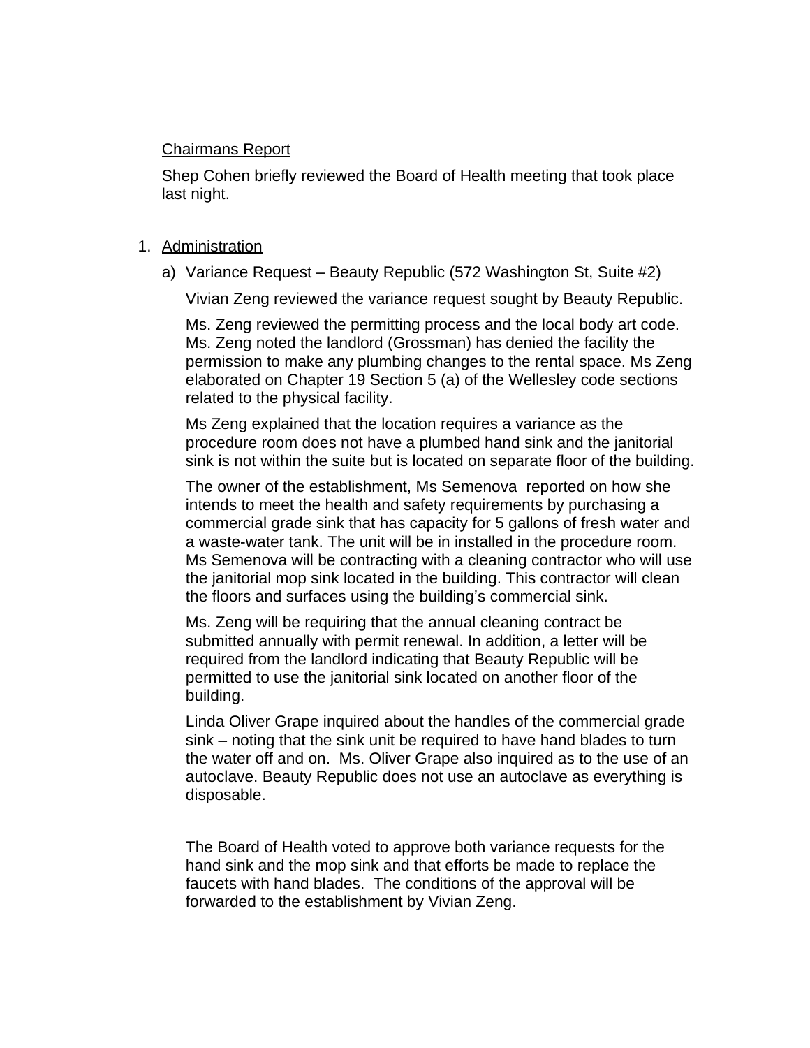Chairmans Report

Shep Cohen briefly reviewed the Board of Health meeting that took place last night.

1. Administration

   a) Variance Request – Beauty Republic (572 Washington St, Suite #2)

      Vivian Zeng reviewed the variance request sought by Beauty Republic.

      Ms. Zeng reviewed the permitting process and the local body art code. Ms. Zeng noted the landlord (Grossman) has denied the facility the permission to make any plumbing changes to the rental space. Ms Zeng elaborated on Chapter 19 Section 5 (a) of the Wellesley code sections related to the physical facility.

      Ms Zeng explained that the location requires a variance as the procedure room does not have a plumbed hand sink and the janitorial sink is not within the suite but is located on separate floor of the building.

      The owner of the establishment, Ms Semenova reported on how she intends to meet the health and safety requirements by purchasing a commercial grade sink that has capacity for 5 gallons of fresh water and a waste-water tank. The unit will be in installed in the procedure room. Ms Semenova will be contracting with a cleaning contractor who will use the janitorial mop sink located in the building. This contractor will clean the floors and surfaces using the building's commercial sink.

      Ms. Zeng will be requiring that the annual cleaning contract be submitted annually with permit renewal. In addition, a letter will be required from the landlord indicating that Beauty Republic will be permitted to use the janitorial sink located on another floor of the building.

      Linda Oliver Grape inquired about the handles of the commercial grade sink – noting that the sink unit be required to have hand blades to turn the water off and on. Ms. Oliver Grape also inquired as to the use of an autoclave. Beauty Republic does not use an autoclave as everything is disposable.

      The Board of Health voted to approve both variance requests for the hand sink and the mop sink and that efforts be made to replace the faucets with hand blades. The conditions of the approval will be forwarded to the establishment by Vivian Zeng.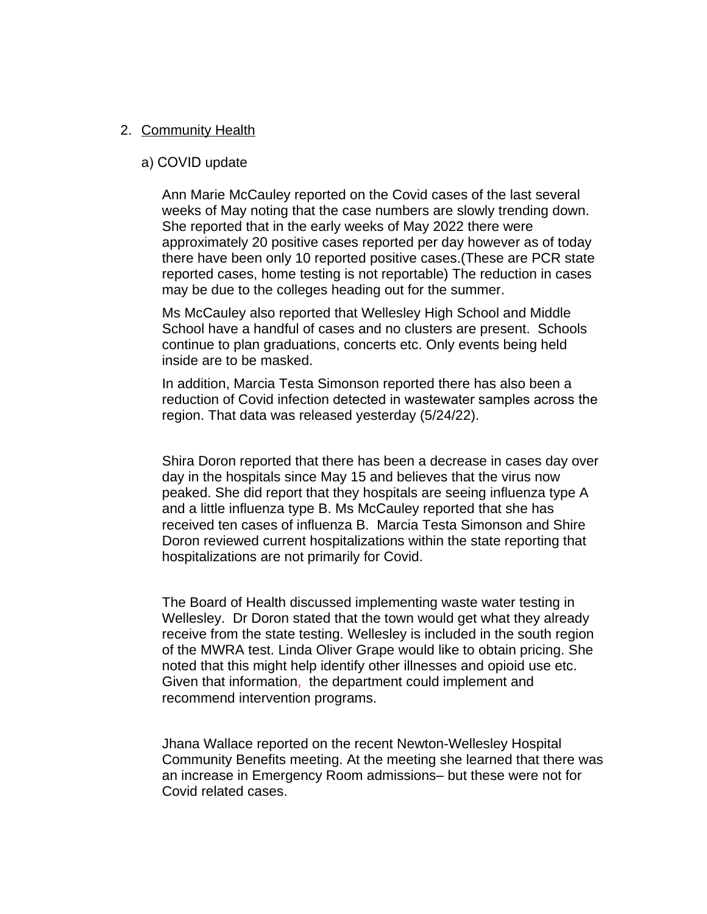2. Community Health

   a) COVID update

   Ann Marie McCauley reported on the Covid cases of the last several weeks of May noting that the case numbers are slowly trending down. She reported that in the early weeks of May 2022 there were approximately 20 positive cases reported per day however as of today there have been only 10 reported positive cases.(These are PCR state reported cases, home testing is not reportable) The reduction in cases may be due to the colleges heading out for the summer.

   Ms McCauley also reported that Wellesley High School and Middle School have a handful of cases and no clusters are present. Schools continue to plan graduations, concerts etc. Only events being held inside are to be masked.

   In addition, Marcia Testa Simonson reported there has also been a reduction of Covid infection detected in wastewater samples across the region. That data was released yesterday (5/24/22).

   Shira Doron reported that there has been a decrease in cases day over day in the hospitals since May 15 and believes that the virus now peaked. She did report that they hospitals are seeing influenza type A and a little influenza type B. Ms McCauley reported that she has received ten cases of influenza B. Marcia Testa Simonson and Shire Doron reviewed current hospitalizations within the state reporting that hospitalizations are not primarily for Covid.

   The Board of Health discussed implementing waste water testing in Wellesley. Dr Doron stated that the town would get what they already receive from the state testing. Wellesley is included in the south region of the MWRA test. Linda Oliver Grape would like to obtain pricing. She noted that this might help identify other illnesses and opioid use etc. Given that information, the department could implement and recommend intervention programs.

   Jhana Wallace reported on the recent Newton-Wellesley Hospital Community Benefits meeting. At the meeting she learned that there was an increase in Emergency Room admissions– but these were not for Covid related cases.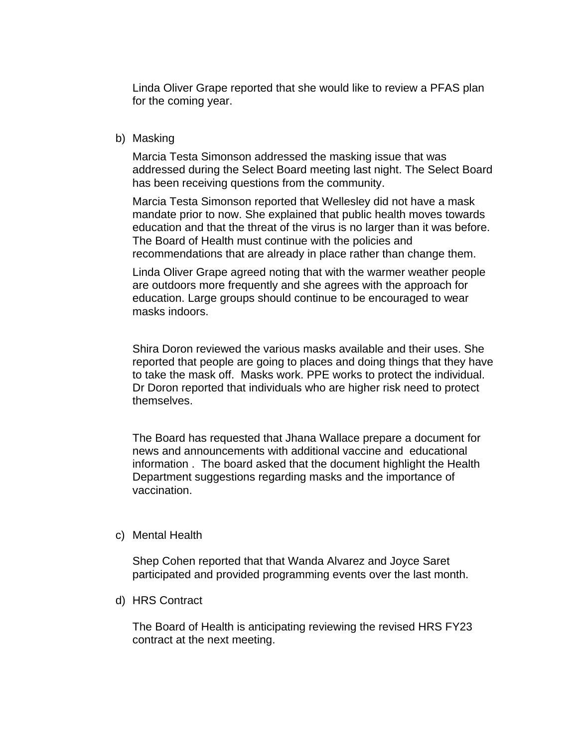Linda Oliver Grape reported that she would like to review a PFAS plan for the coming year.

b) Masking

Marcia Testa Simonson addressed the masking issue that was addressed during the Select Board meeting last night. The Select Board has been receiving questions from the community.

Marcia Testa Simonson reported that Wellesley did not have a mask mandate prior to now. She explained that public health moves towards education and that the threat of the virus is no larger than it was before. The Board of Health must continue with the policies and recommendations that are already in place rather than change them.

Linda Oliver Grape agreed noting that with the warmer weather people are outdoors more frequently and she agrees with the approach for education. Large groups should continue to be encouraged to wear masks indoors.

Shira Doron reviewed the various masks available and their uses. She reported that people are going to places and doing things that they have to take the mask off. Masks work. PPE works to protect the individual. Dr Doron reported that individuals who are higher risk need to protect themselves.

The Board has requested that Jhana Wallace prepare a document for news and announcements with additional vaccine and educational information . The board asked that the document highlight the Health Department suggestions regarding masks and the importance of vaccination.

c) Mental Health

Shep Cohen reported that that Wanda Alvarez and Joyce Saret participated and provided programming events over the last month.

d) HRS Contract

The Board of Health is anticipating reviewing the revised HRS FY23 contract at the next meeting.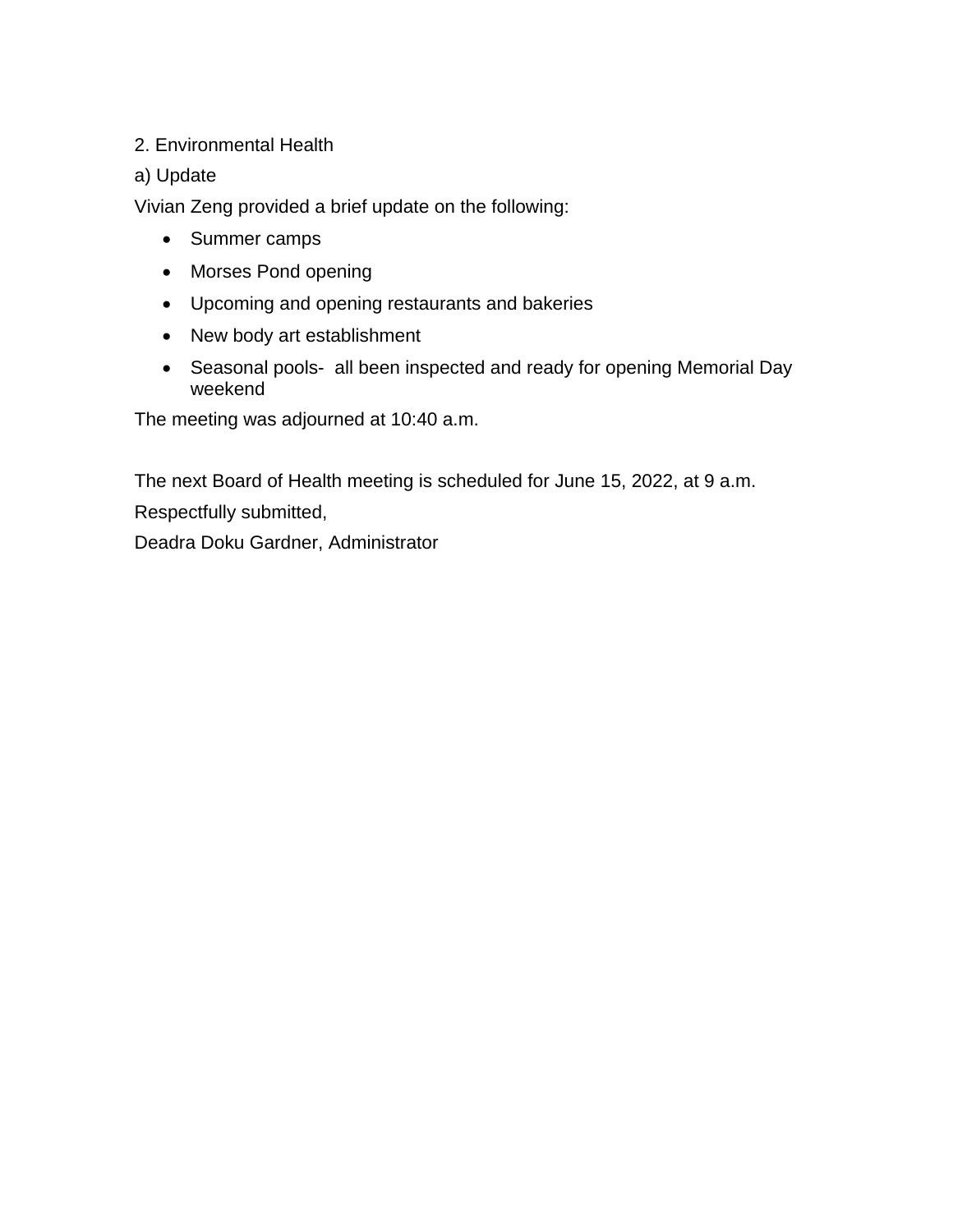2. Environmental Health

a) Update

Vivian Zeng provided a brief update on the following:

- Summer camps
- Morses Pond opening
- Upcoming and opening restaurants and bakeries
- New body art establishment
- Seasonal pools- all been inspected and ready for opening Memorial Day weekend

The meeting was adjourned at 10:40 a.m.

The next Board of Health meeting is scheduled for June 15, 2022, at 9 a.m.

Respectfully submitted,

Deadra Doku Gardner, Administrator